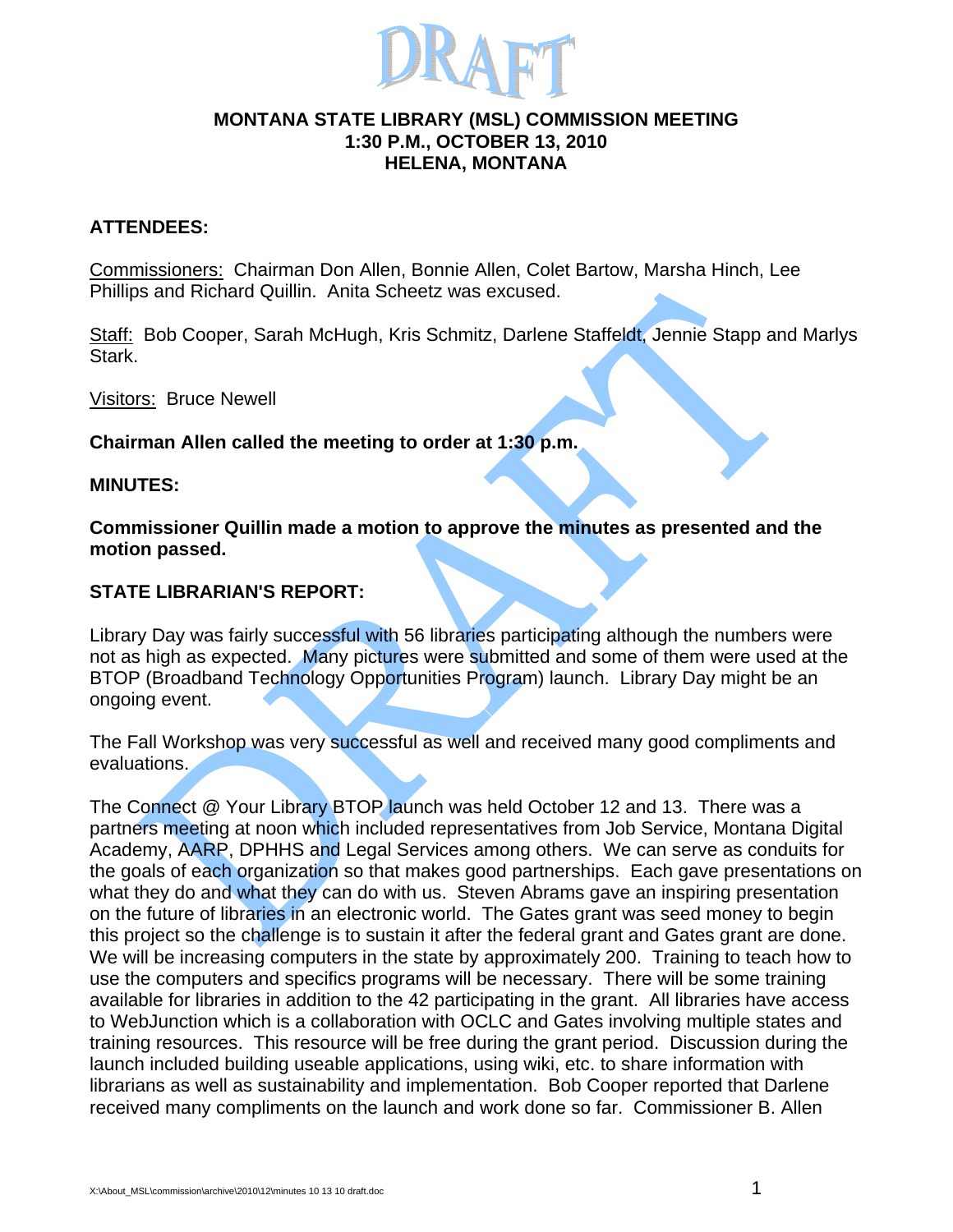# MONTANA STATE LIBRARY (MSL) COMMISSION MEETING
## 1:30 P.M., OCTOBER 13, 2010
## HELENA, MONTANA

**ATTENDEES:**

Commissioners: Chairman Don Allen, Bonnie Allen, Colet Bartow, Marsha Hinch, Lee Phillips and Richard Quillin. Anita Scheetz was excused.

Staff: Bob Cooper, Sarah McHugh, Kris Schmitz, Darlene Staffeldt, Jennie Stapp and Marlys Stark.

Visitors: Bruce Newell

**Chairman Allen called the meeting to order at 1:30 p.m.**

**MINUTES:**

**Commissioner Quillin made a motion to approve the minutes as presented and the motion passed.**

**STATE LIBRARIAN'S REPORT:**

Library Day was fairly successful with 56 libraries participating although the numbers were not as high as expected. Many pictures were submitted and some of them were used at the BTOP (Broadband Technology Opportunities Program) launch. Library Day might be an ongoing event.

The Fall Workshop was very successful as well and received many good compliments and evaluations.

The Connect @ Your Library BTOP launch was held October 12 and 13. There was a partners meeting at noon which included representatives from Job Service, Montana Digital Academy, AARP, DPHHS and Legal Services among others. We can serve as conduits for the goals of each organization so that makes good partnerships. Each gave presentations on what they do and what they can do with us. Steven Abrams gave an inspiring presentation on the future of libraries in an electronic world. The Gates grant was seed money to begin this project so the challenge is to sustain it after the federal grant and Gates grant are done. We will be increasing computers in the state by approximately 200. Training to teach how to use the computers and specifics programs will be necessary. There will be some training available for libraries in addition to the 42 participating in the grant. All libraries have access to WebJunction which is a collaboration with OCLC and Gates involving multiple states and training resources. This resource will be free during the grant period. Discussion during the launch included building useable applications, using wiki, etc. to share information with librarians as well as sustainability and implementation. Bob Cooper reported that Darlene received many compliments on the launch and work done so far. Commissioner B. Allen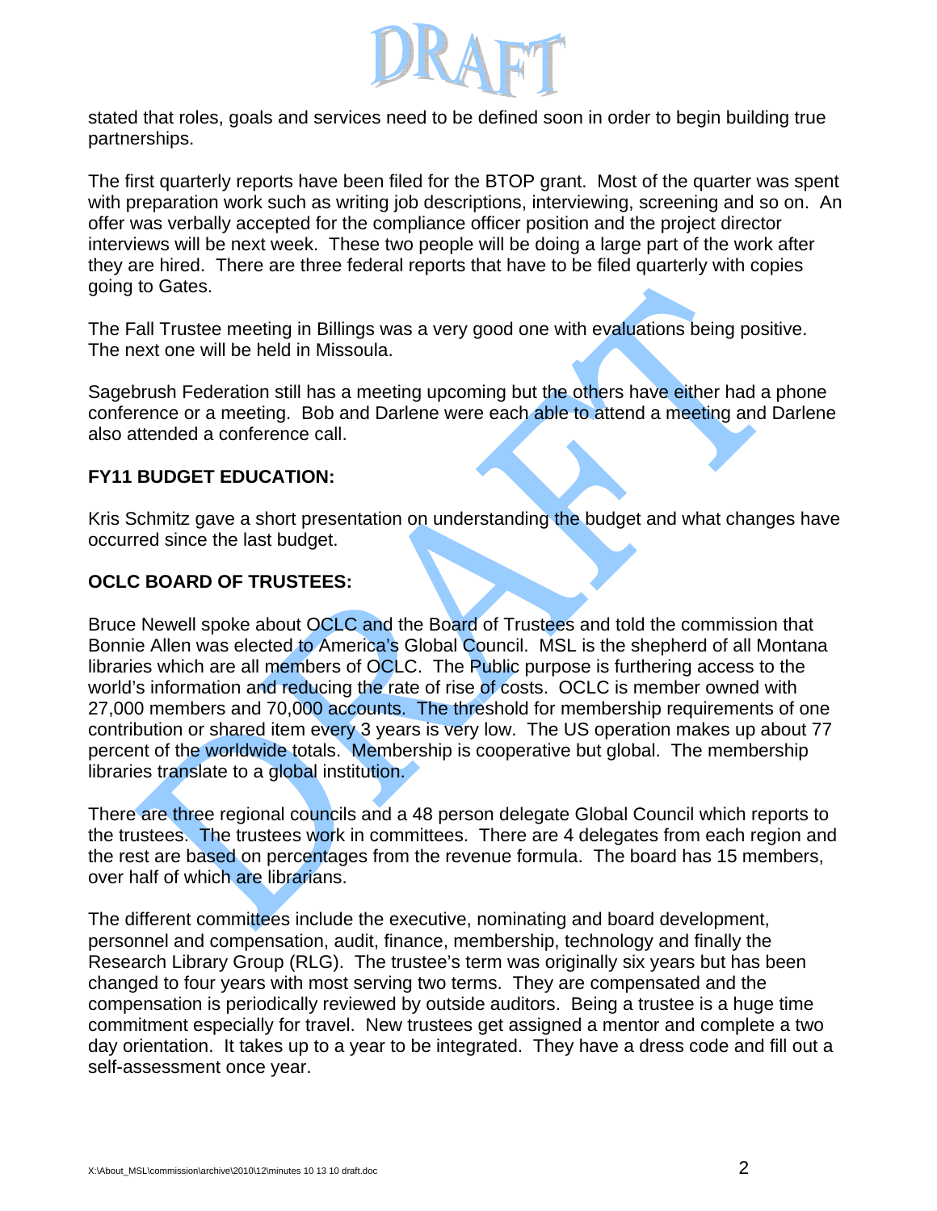stated that roles, goals and services need to be defined soon in order to begin building true partnerships.

The first quarterly reports have been filed for the BTOP grant. Most of the quarter was spent with preparation work such as writing job descriptions, interviewing, screening and so on. An offer was verbally accepted for the compliance officer position and the project director interviews will be next week. These two people will be doing a large part of the work after they are hired. There are three federal reports that have to be filed quarterly with copies going to Gates.

The Fall Trustee meeting in Billings was a very good one with evaluations being positive. The next one will be held in Missoula.

Sagebrush Federation still has a meeting upcoming but the others have either had a phone conference or a meeting. Bob and Darlene were each able to attend a meeting and Darlene also attended a conference call.

**FY11 BUDGET EDUCATION:**

Kris Schmitz gave a short presentation on understanding the budget and what changes have occurred since the last budget.

**OCLC BOARD OF TRUSTEES:**

Bruce Newell spoke about OCLC and the Board of Trustees and told the commission that Bonnie Allen was elected to America's Global Council. MSL is the shepherd of all Montana libraries which are all members of OCLC. The Public purpose is furthering access to the world's information and reducing the rate of rise of costs. OCLC is member owned with 27,000 members and 70,000 accounts. The threshold for membership requirements of one contribution or shared item every 3 years is very low. The US operation makes up about 77 percent of the worldwide totals. Membership is cooperative but global. The membership libraries translate to a global institution.

There are three regional councils and a 48 person delegate Global Council which reports to the trustees. The trustees work in committees. There are 4 delegates from each region and the rest are based on percentages from the revenue formula. The board has 15 members, over half of which are librarians.

The different committees include the executive, nominating and board development, personnel and compensation, audit, finance, membership, technology and finally the Research Library Group (RLG). The trustee's term was originally six years but has been changed to four years with most serving two terms. They are compensated and the compensation is periodically reviewed by outside auditors. Being a trustee is a huge time commitment especially for travel. New trustees get assigned a mentor and complete a two day orientation. It takes up to a year to be integrated. They have a dress code and fill out a self-assessment once year.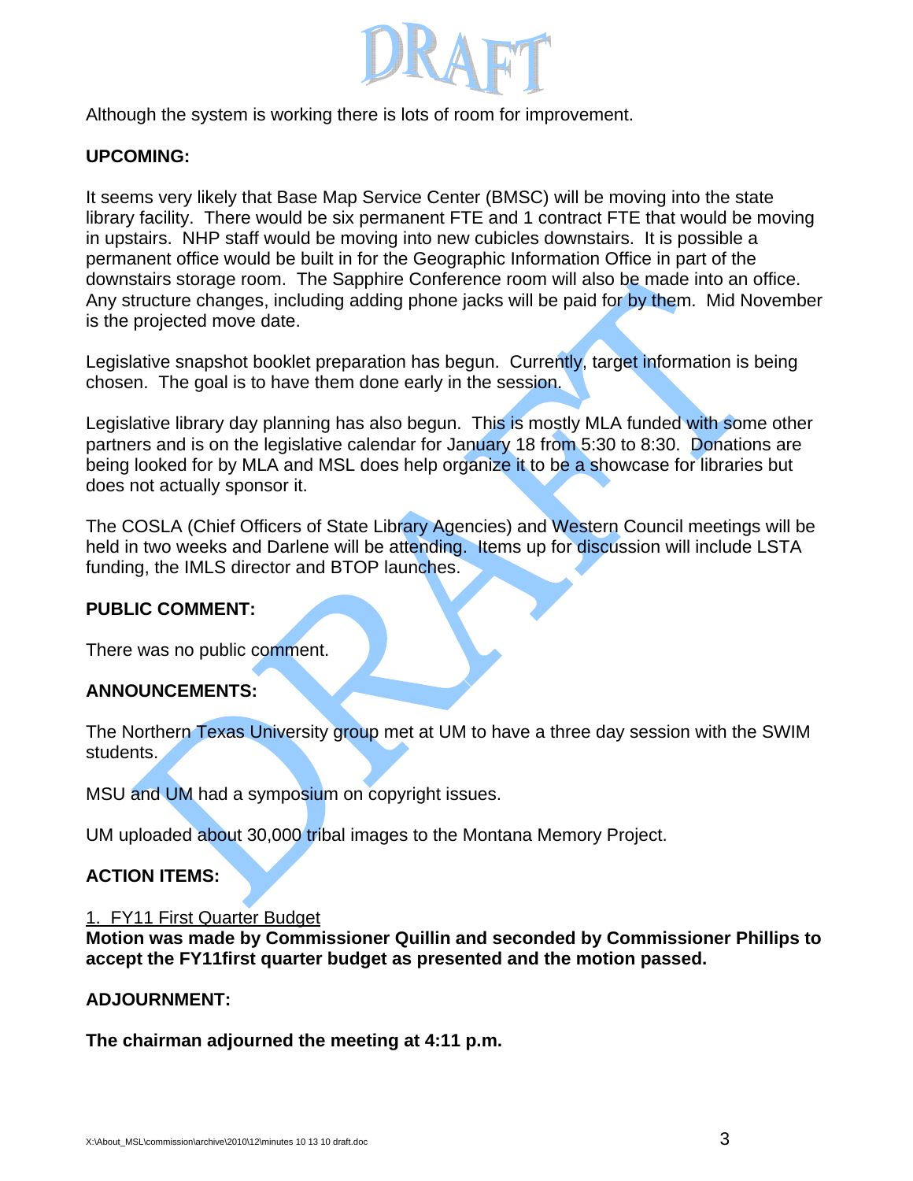Although the system is working there is lots of room for improvement.

**UPCOMING:**

It seems very likely that Base Map Service Center (BMSC) will be moving into the state library facility. There would be six permanent FTE and 1 contract FTE that would be moving in upstairs. NHP staff would be moving into new cubicles downstairs. It is possible a permanent office would be built in for the Geographic Information Office in part of the downstairs storage room. The Sapphire Conference room will also be made into an office. Any structure changes, including adding phone jacks will be paid for by them. Mid November is the projected move date.

Legislative snapshot booklet preparation has begun. Currently, target information is being chosen. The goal is to have them done early in the session.

Legislative library day planning has also begun. This is mostly MLA funded with some other partners and is on the legislative calendar for January 18 from 5:30 to 8:30. Donations are being looked for by MLA and MSL does help organize it to be a showcase for libraries but does not actually sponsor it.

The COSLA (Chief Officers of State Library Agencies) and Western Council meetings will be held in two weeks and Darlene will be attending. Items up for discussion will include LSTA funding, the IMLS director and BTOP launches.

**PUBLIC COMMENT:**

There was no public comment.

**ANNOUNCEMENTS:**

The Northern Texas University group met at UM to have a three day session with the SWIM students.

MSU and UM had a symposium on copyright issues.

UM uploaded about 30,000 tribal images to the Montana Memory Project.

**ACTION ITEMS:**

1. FY11 First Quarter Budget
**Motion was made by Commissioner Quillin and seconded by Commissioner Phillips to accept the FY11first quarter budget as presented and the motion passed.**

**ADJOURNMENT:**

**The chairman adjourned the meeting at 4:11 p.m.**